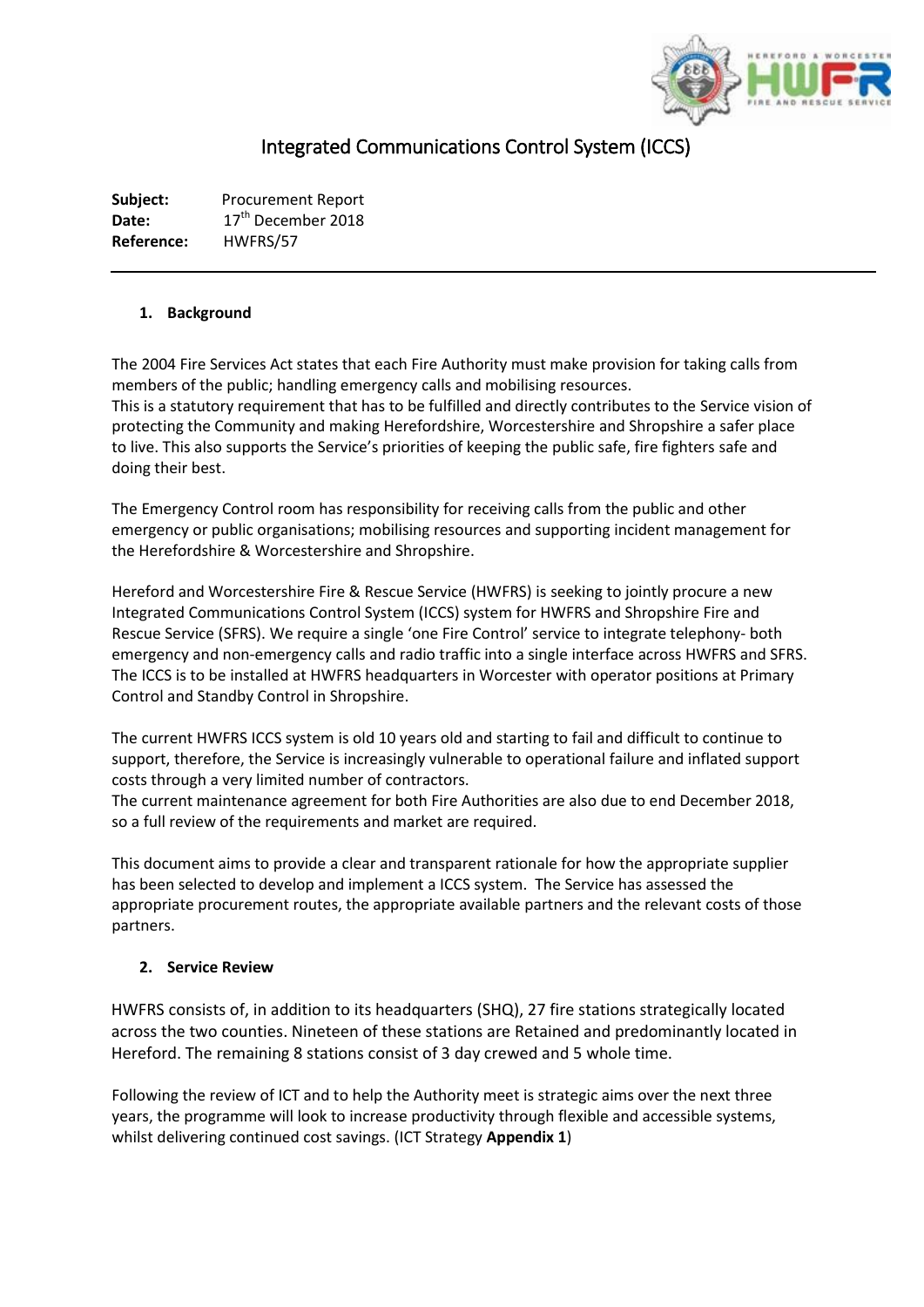# Integrated Communications Control System (ICCS)

**Subject:** Procurement Report
**Date:** 17th December 2018
**Reference:** HWFRS/57

---

## 1. Background

The 2004 Fire Services Act states that each Fire Authority must make provision for taking calls from members of the public; handling emergency calls and mobilising resources.
This is a statutory requirement that has to be fulfilled and directly contributes to the Service vision of protecting the Community and making Herefordshire, Worcestershire and Shropshire a safer place to live. This also supports the Service's priorities of keeping the public safe, fire fighters safe and doing their best.

The Emergency Control room has responsibility for receiving calls from the public and other emergency or public organisations; mobilising resources and supporting incident management for the Herefordshire & Worcestershire and Shropshire.

Hereford and Worcestershire Fire & Rescue Service (HWFRS) is seeking to jointly procure a new Integrated Communications Control System (ICCS) system for HWFRS and Shropshire Fire and Rescue Service (SFRS). We require a single 'one Fire Control' service to integrate telephony- both emergency and non-emergency calls and radio traffic into a single interface across HWFRS and SFRS. The ICCS is to be installed at HWFRS headquarters in Worcester with operator positions at Primary Control and Standby Control in Shropshire.

The current HWFRS ICCS system is old 10 years old and starting to fail and difficult to continue to support, therefore, the Service is increasingly vulnerable to operational failure and inflated support costs through a very limited number of contractors.
The current maintenance agreement for both Fire Authorities are also due to end December 2018, so a full review of the requirements and market are required.

This document aims to provide a clear and transparent rationale for how the appropriate supplier has been selected to develop and implement a ICCS system. The Service has assessed the appropriate procurement routes, the appropriate available partners and the relevant costs of those partners.

## 2. Service Review

HWFRS consists of, in addition to its headquarters (SHQ), 27 fire stations strategically located across the two counties. Nineteen of these stations are Retained and predominantly located in Hereford. The remaining 8 stations consist of 3 day crewed and 5 whole time.

Following the review of ICT and to help the Authority meet is strategic aims over the next three years, the programme will look to increase productivity through flexible and accessible systems, whilst delivering continued cost savings. (ICT Strategy **Appendix 1**)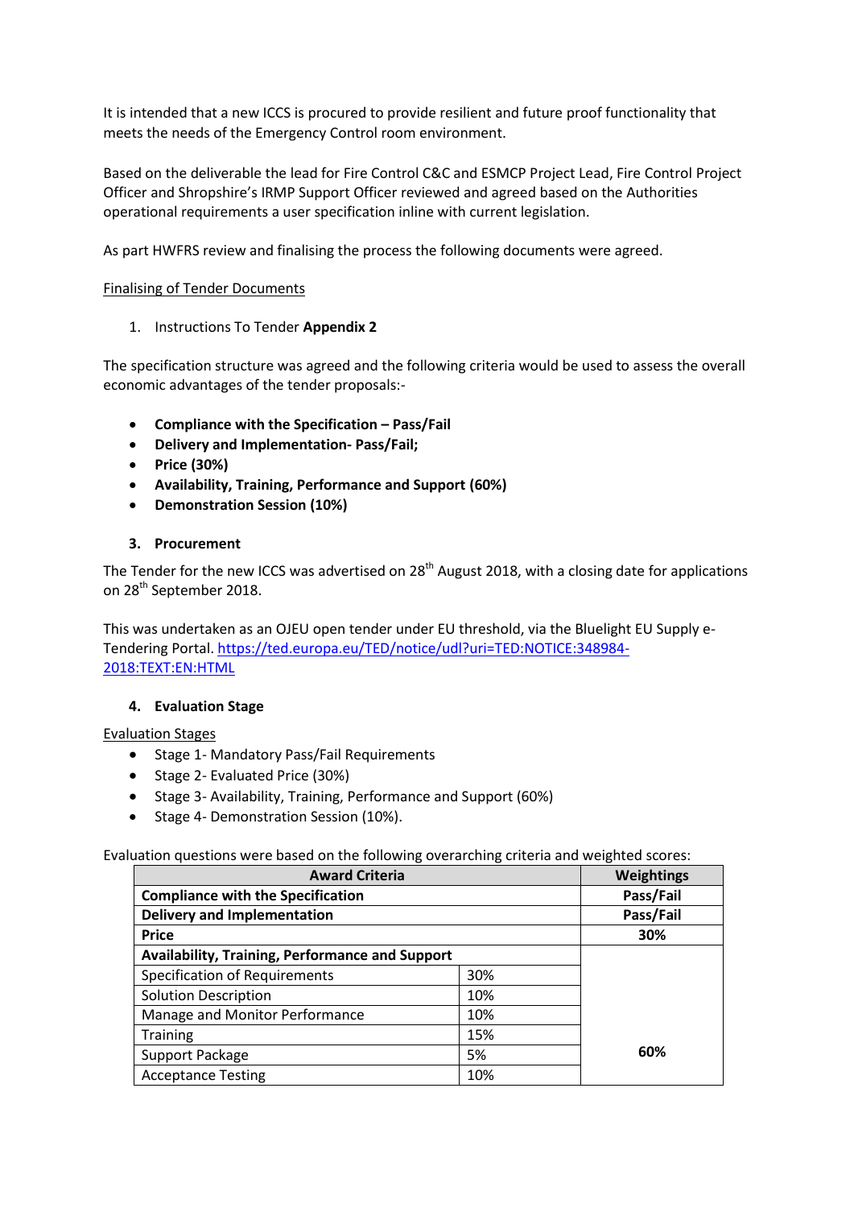It is intended that a new ICCS is procured to provide resilient and future proof functionality that meets the needs of the Emergency Control room environment.

Based on the deliverable the lead for Fire Control C&C and ESMCP Project Lead, Fire Control Project Officer and Shropshire's IRMP Support Officer reviewed and agreed based on the Authorities operational requirements a user specification inline with current legislation.

As part HWFRS review and finalising the process the following documents were agreed.

<u>Finalising of Tender Documents</u>

1. Instructions To Tender **Appendix 2**

The specification structure was agreed and the following criteria would be used to assess the overall economic advantages of the tender proposals:-

- **Compliance with the Specification – Pass/Fail**
- **Delivery and Implementation- Pass/Fail;**
- **Price (30%)**
- **Availability, Training, Performance and Support (60%)**
- **Demonstration Session (10%)**

## 3. Procurement

The Tender for the new ICCS was advertised on 28th August 2018, with a closing date for applications on 28th September 2018.

This was undertaken as an OJEU open tender under EU threshold, via the Bluelight EU Supply e-Tendering Portal. https://ted.europa.eu/TED/notice/udl?uri=TED:NOTICE:348984-2018:TEXT:EN:HTML

## 4. Evaluation Stage

<u>Evaluation Stages</u>

- Stage 1- Mandatory Pass/Fail Requirements
- Stage 2- Evaluated Price (30%)
- Stage 3- Availability, Training, Performance and Support (60%)
- Stage 4- Demonstration Session (10%).

Evaluation questions were based on the following overarching criteria and weighted scores:

| Award Criteria | | Weightings |
|---|---|---|
| **Compliance with the Specification** | | **Pass/Fail** |
| **Delivery and Implementation** | | **Pass/Fail** |
| **Price** | | **30%** |
| **Availability, Training, Performance and Support** | | **60%** |
| Specification of Requirements | 30% | |
| Solution Description | 10% | |
| Manage and Monitor Performance | 10% | |
| Training | 15% | |
| Support Package | 5% | |
| Acceptance Testing | 10% | |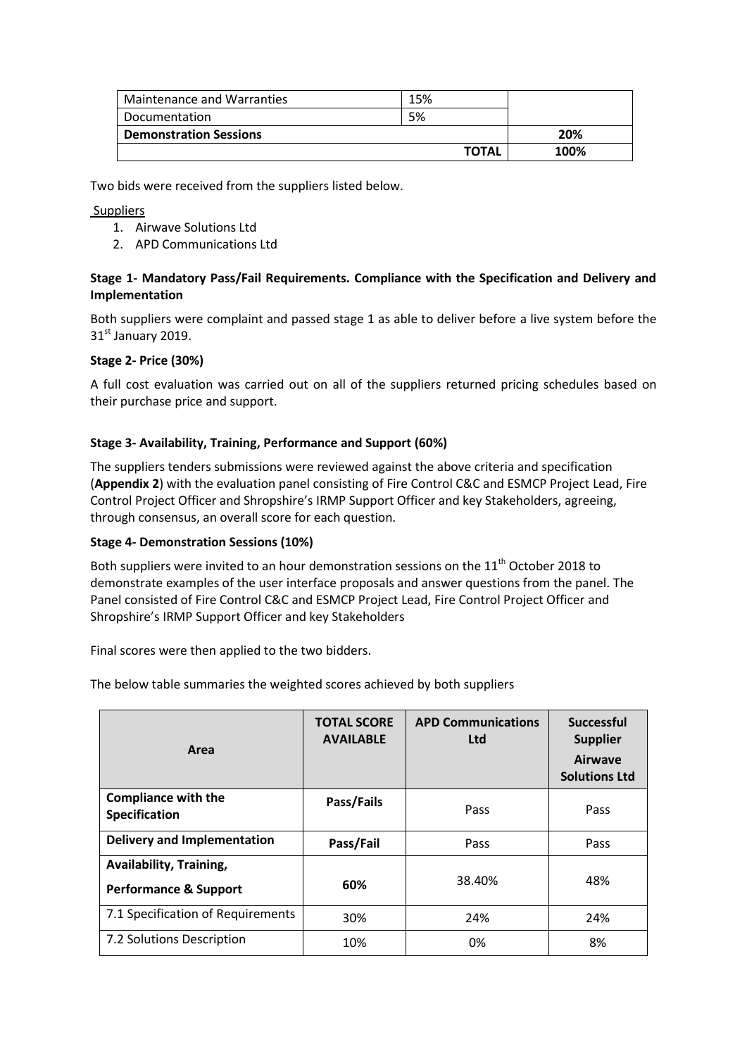| | | |
|---|---|---|
| Maintenance and Warranties | 15% | |
| Documentation | 5% | |
| **Demonstration Sessions** | | **20%** |
| | **TOTAL** | **100%** |

Two bids were received from the suppliers listed below.

Suppliers

1. Airwave Solutions Ltd
2. APD Communications Ltd

**Stage 1- Mandatory Pass/Fail Requirements. Compliance with the Specification and Delivery and Implementation**

Both suppliers were complaint and passed stage 1 as able to deliver before a live system before the 31st January 2019.

**Stage 2- Price (30%)**

A full cost evaluation was carried out on all of the suppliers returned pricing schedules based on their purchase price and support.

**Stage 3- Availability, Training, Performance and Support (60%)**

The suppliers tenders submissions were reviewed against the above criteria and specification (**Appendix 2**) with the evaluation panel consisting of Fire Control C&C and ESMCP Project Lead, Fire Control Project Officer and Shropshire's IRMP Support Officer and key Stakeholders, agreeing, through consensus, an overall score for each question.

**Stage 4- Demonstration Sessions (10%)**

Both suppliers were invited to an hour demonstration sessions on the 11th October 2018 to demonstrate examples of the user interface proposals and answer questions from the panel. The Panel consisted of Fire Control C&C and ESMCP Project Lead, Fire Control Project Officer and Shropshire's IRMP Support Officer and key Stakeholders

Final scores were then applied to the two bidders.

The below table summaries the weighted scores achieved by both suppliers

| Area | TOTAL SCORE AVAILABLE | APD Communications Ltd | Successful Supplier Airwave Solutions Ltd |
|---|---|---|---|
| **Compliance with the Specification** | **Pass/Fails** | Pass | Pass |
| **Delivery and Implementation** | **Pass/Fail** | Pass | Pass |
| **Availability, Training, Performance & Support** | **60%** | 38.40% | 48% |
| 7.1 Specification of Requirements | 30% | 24% | 24% |
| 7.2 Solutions Description | 10% | 0% | 8% |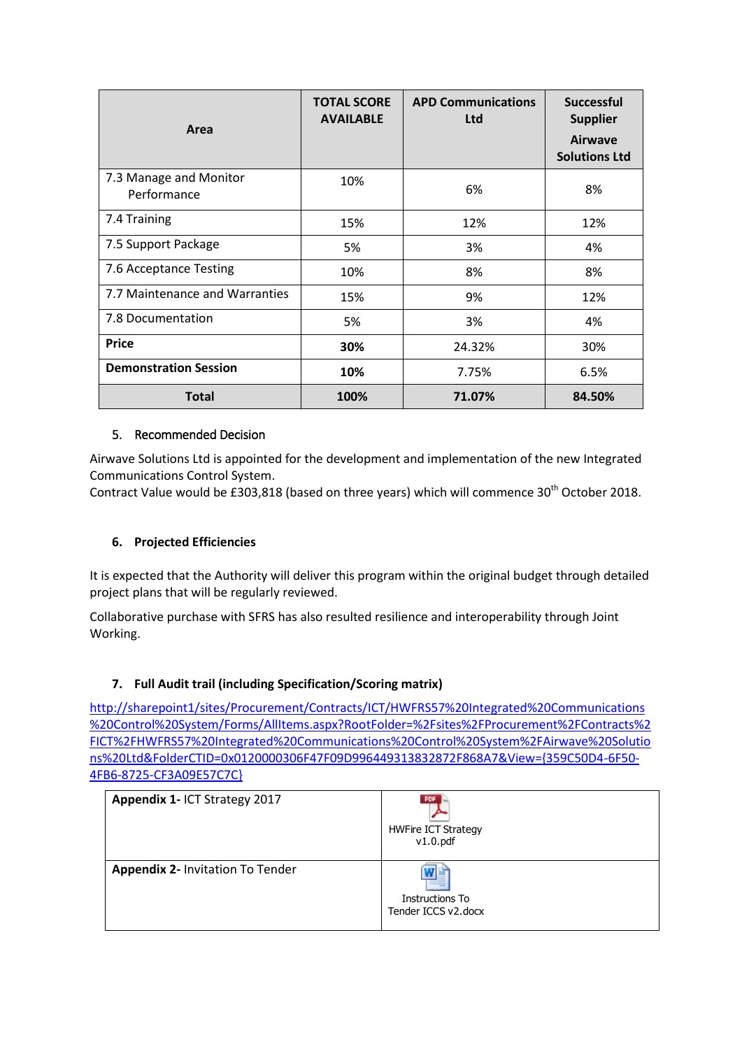| Area | TOTAL SCORE AVAILABLE | APD Communications Ltd | Successful Supplier Airwave Solutions Ltd |
|---|---|---|---|
| 7.3 Manage and Monitor Performance | 10% | 6% | 8% |
| 7.4 Training | 15% | 12% | 12% |
| 7.5 Support Package | 5% | 3% | 4% |
| 7.6 Acceptance Testing | 10% | 8% | 8% |
| 7.7 Maintenance and Warranties | 15% | 9% | 12% |
| 7.8 Documentation | 5% | 3% | 4% |
| **Price** | **30%** | 24.32% | 30% |
| **Demonstration Session** | **10%** | 7.75% | 6.5% |
| **Total** | **100%** | **71.07%** | **84.50%** |

## 5. Recommended Decision

Airwave Solutions Ltd is appointed for the development and implementation of the new Integrated Communications Control System.
Contract Value would be £303,818 (based on three years) which will commence 30th October 2018.

## 6. Projected Efficiencies

It is expected that the Authority will deliver this program within the original budget through detailed project plans that will be regularly reviewed.

Collaborative purchase with SFRS has also resulted resilience and interoperability through Joint Working.

## 7. Full Audit trail (including Specification/Scoring matrix)

http://sharepoint1/sites/Procurement/Contracts/ICT/HWFRS57%20Integrated%20Communications%20Control%20System/Forms/AllItems.aspx?RootFolder=%2Fsites%2FProcurement%2FContracts%2FICT%2FHWFRS57%20Integrated%20Communications%20Control%20System%2FAirwave%20Solutions%20Ltd&FolderCTID=0x0120000306F47F09D996449313832872F868A7&View={359C50D4-6F50-4FB6-8725-CF3A09E57C7C}

| | |
|---|---|
| **Appendix 1-** ICT Strategy 2017 | HWFire ICT Strategy v1.0.pdf |
| **Appendix 2-** Invitation To Tender | Instructions To Tender ICCS v2.docx |